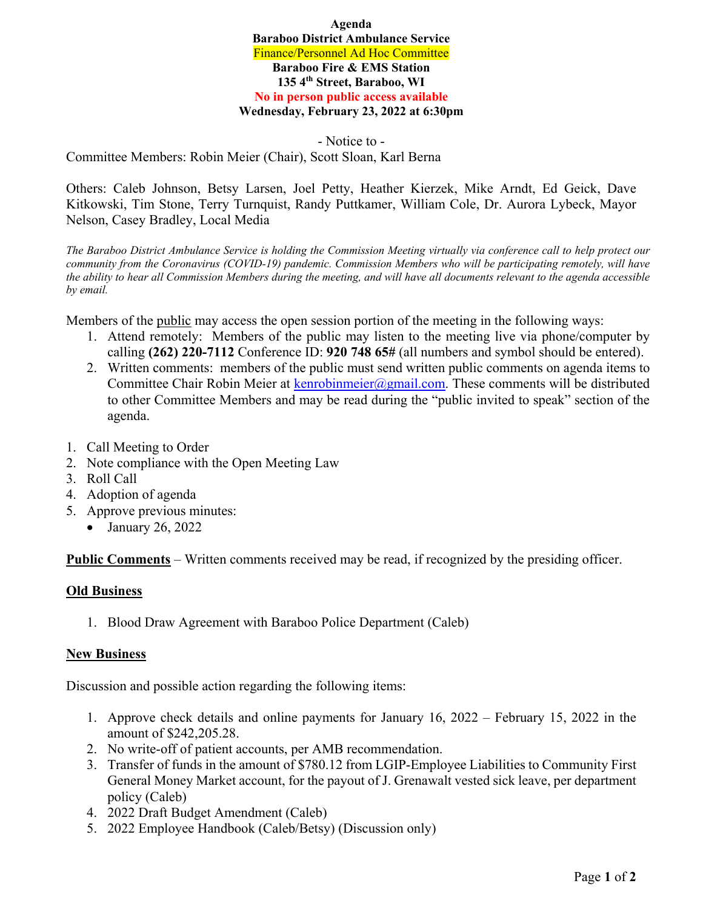**Agenda**
**Baraboo District Ambulance Service**
**Finance/Personnel Ad Hoc Committee**
**Baraboo Fire & EMS Station**
**135 4th Street, Baraboo, WI**
**No in person public access available**
**Wednesday, February 23, 2022 at 6:30pm**

- Notice to -

Committee Members: Robin Meier (Chair), Scott Sloan, Karl Berna

Others: Caleb Johnson, Betsy Larsen, Joel Petty, Heather Kierzek, Mike Arndt, Ed Geick, Dave Kitkowski, Tim Stone, Terry Turnquist, Randy Puttkamer, William Cole, Dr. Aurora Lybeck, Mayor Nelson, Casey Bradley, Local Media

*The Baraboo District Ambulance Service is holding the Commission Meeting virtually via conference call to help protect our community from the Coronavirus (COVID-19) pandemic. Commission Members who will be participating remotely, will have the ability to hear all Commission Members during the meeting, and will have all documents relevant to the agenda accessible by email.*

Members of the public may access the open session portion of the meeting in the following ways:

1. Attend remotely: Members of the public may listen to the meeting live via phone/computer by calling **(262) 220-7112** Conference ID: **920 748 65#** (all numbers and symbol should be entered).
2. Written comments: members of the public must send written public comments on agenda items to Committee Chair Robin Meier at kenrobinmeier@gmail.com. These comments will be distributed to other Committee Members and may be read during the "public invited to speak" section of the agenda.

1. Call Meeting to Order
2. Note compliance with the Open Meeting Law
3. Roll Call
4. Adoption of agenda
5. Approve previous minutes:
   - January 26, 2022

**Public Comments** – Written comments received may be read, if recognized by the presiding officer.

**Old Business**

1. Blood Draw Agreement with Baraboo Police Department (Caleb)

**New Business**

Discussion and possible action regarding the following items:

1. Approve check details and online payments for January 16, 2022 – February 15, 2022 in the amount of $242,205.28.
2. No write-off of patient accounts, per AMB recommendation.
3. Transfer of funds in the amount of $780.12 from LGIP-Employee Liabilities to Community First General Money Market account, for the payout of J. Grenawalt vested sick leave, per department policy (Caleb)
4. 2022 Draft Budget Amendment (Caleb)
5. 2022 Employee Handbook (Caleb/Betsy) (Discussion only)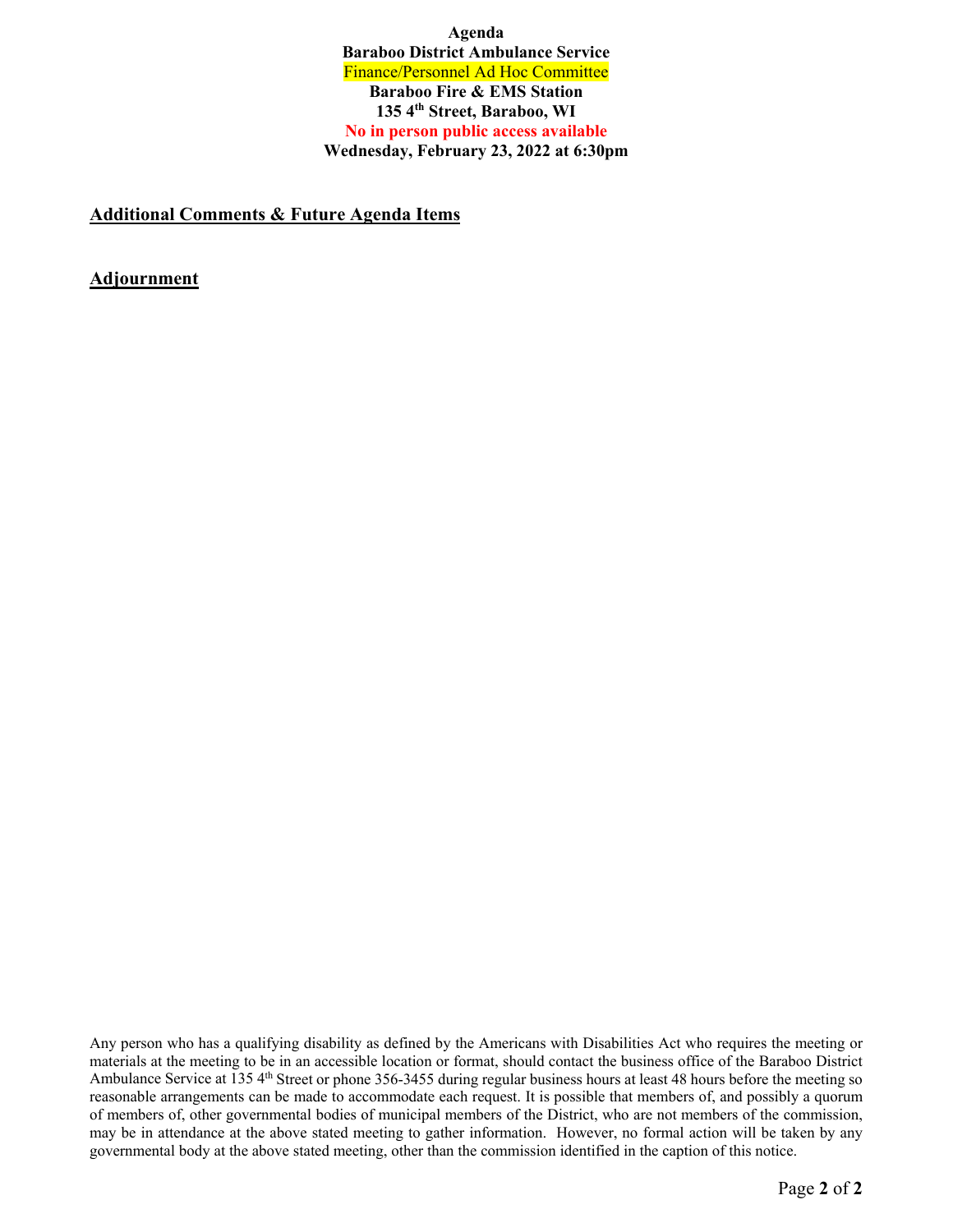**Agenda**
**Baraboo District Ambulance Service**
Finance/Personnel Ad Hoc Committee
**Baraboo Fire & EMS Station**
**135 4th Street, Baraboo, WI**
**No in person public access available**
**Wednesday, February 23, 2022 at 6:30pm**

## Additional Comments & Future Agenda Items

## Adjournment

Any person who has a qualifying disability as defined by the Americans with Disabilities Act who requires the meeting or materials at the meeting to be in an accessible location or format, should contact the business office of the Baraboo District Ambulance Service at 135 4th Street or phone 356-3455 during regular business hours at least 48 hours before the meeting so reasonable arrangements can be made to accommodate each request. It is possible that members of, and possibly a quorum of members of, other governmental bodies of municipal members of the District, who are not members of the commission, may be in attendance at the above stated meeting to gather information. However, no formal action will be taken by any governmental body at the above stated meeting, other than the commission identified in the caption of this notice.